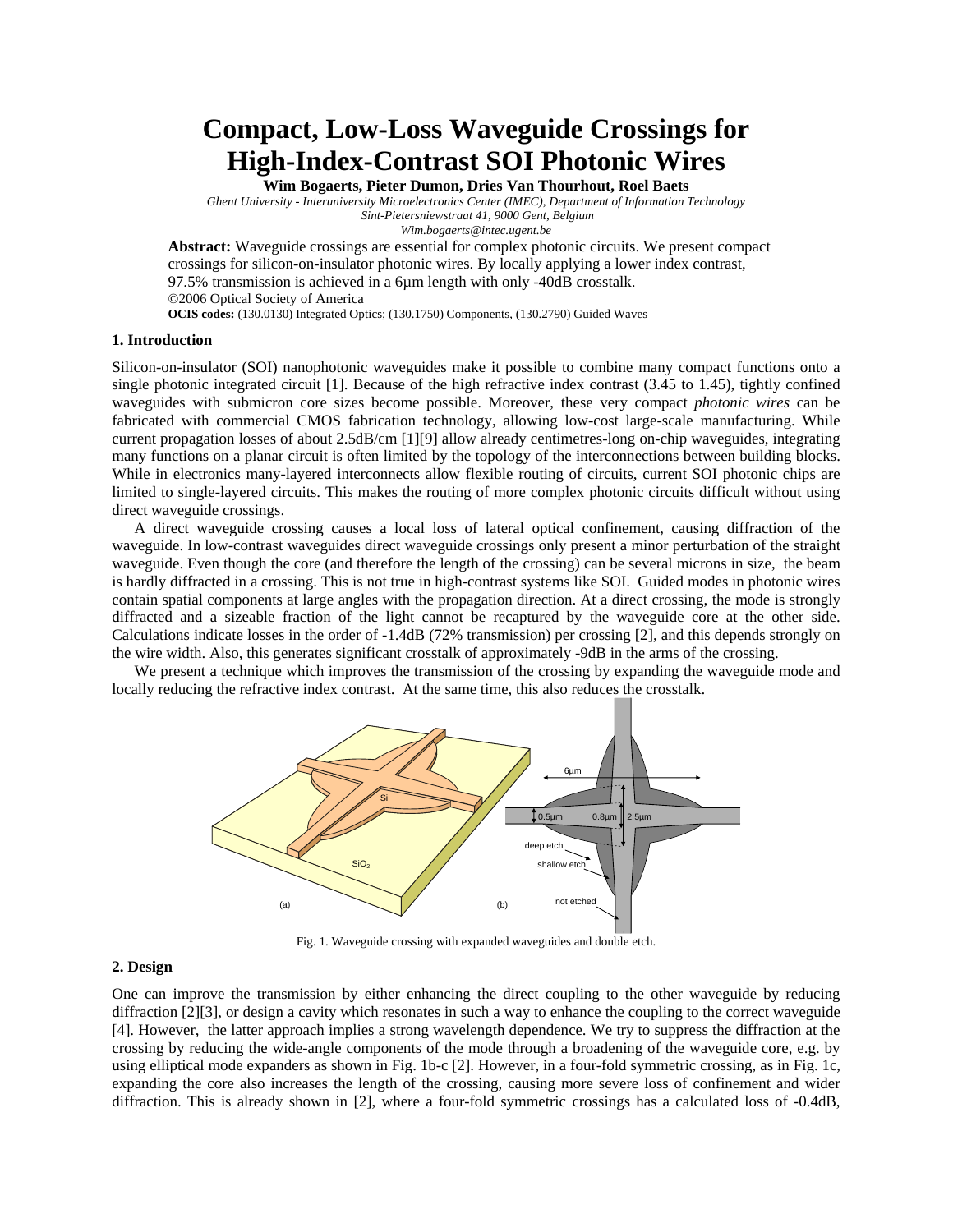# Compact, Low-Loss Waveguide Crossings for High-Index-Contrast SOI Photonic Wires

**Wim Bogaerts, Pieter Dumon, Dries Van Thourhout, Roel Baets**

*Ghent University - Interuniversity Microelectronics Center (IMEC), Department of Information Technology*
*Sint-Pietersniewstraat 41, 9000 Gent, Belgium*
*Wim.bogaerts@intec.ugent.be*

**Abstract:** Waveguide crossings are essential for complex photonic circuits. We present compact crossings for silicon-on-insulator photonic wires. By locally applying a lower index contrast, 97.5% transmission is achieved in a 6µm length with only -40dB crosstalk.
©2006 Optical Society of America
**OCIS codes:** (130.0130) Integrated Optics; (130.1750) Components, (130.2790) Guided Waves

### 1. Introduction

Silicon-on-insulator (SOI) nanophotonic waveguides make it possible to combine many compact functions onto a single photonic integrated circuit [1]. Because of the high refractive index contrast (3.45 to 1.45), tightly confined waveguides with submicron core sizes become possible. Moreover, these very compact *photonic wires* can be fabricated with commercial CMOS fabrication technology, allowing low-cost large-scale manufacturing. While current propagation losses of about 2.5dB/cm [1][9] allow already centimetres-long on-chip waveguides, integrating many functions on a planar circuit is often limited by the topology of the interconnections between building blocks. While in electronics many-layered interconnects allow flexible routing of circuits, current SOI photonic chips are limited to single-layered circuits. This makes the routing of more complex photonic circuits difficult without using direct waveguide crossings.

A direct waveguide crossing causes a local loss of lateral optical confinement, causing diffraction of the waveguide. In low-contrast waveguides direct waveguide crossings only present a minor perturbation of the straight waveguide. Even though the core (and therefore the length of the crossing) can be several microns in size, the beam is hardly diffracted in a crossing. This is not true in high-contrast systems like SOI. Guided modes in photonic wires contain spatial components at large angles with the propagation direction. At a direct crossing, the mode is strongly diffracted and a sizeable fraction of the light cannot be recaptured by the waveguide core at the other side. Calculations indicate losses in the order of -1.4dB (72% transmission) per crossing [2], and this depends strongly on the wire width. Also, this generates significant crosstalk of approximately -9dB in the arms of the crossing.

We present a technique which improves the transmission of the crossing by expanding the waveguide mode and locally reducing the refractive index contrast. At the same time, this also reduces the crosstalk.

Fig. 1. Waveguide crossing with expanded waveguides and double etch.

### 2. Design

One can improve the transmission by either enhancing the direct coupling to the other waveguide by reducing diffraction [2][3], or design a cavity which resonates in such a way to enhance the coupling to the correct waveguide [4]. However, the latter approach implies a strong wavelength dependence. We try to suppress the diffraction at the crossing by reducing the wide-angle components of the mode through a broadening of the waveguide core, e.g. by using elliptical mode expanders as shown in Fig. 1b-c [2]. However, in a four-fold symmetric crossing, as in Fig. 1c, expanding the core also increases the length of the crossing, causing more severe loss of confinement and wider diffraction. This is already shown in [2], where a four-fold symmetric crossings has a calculated loss of -0.4dB,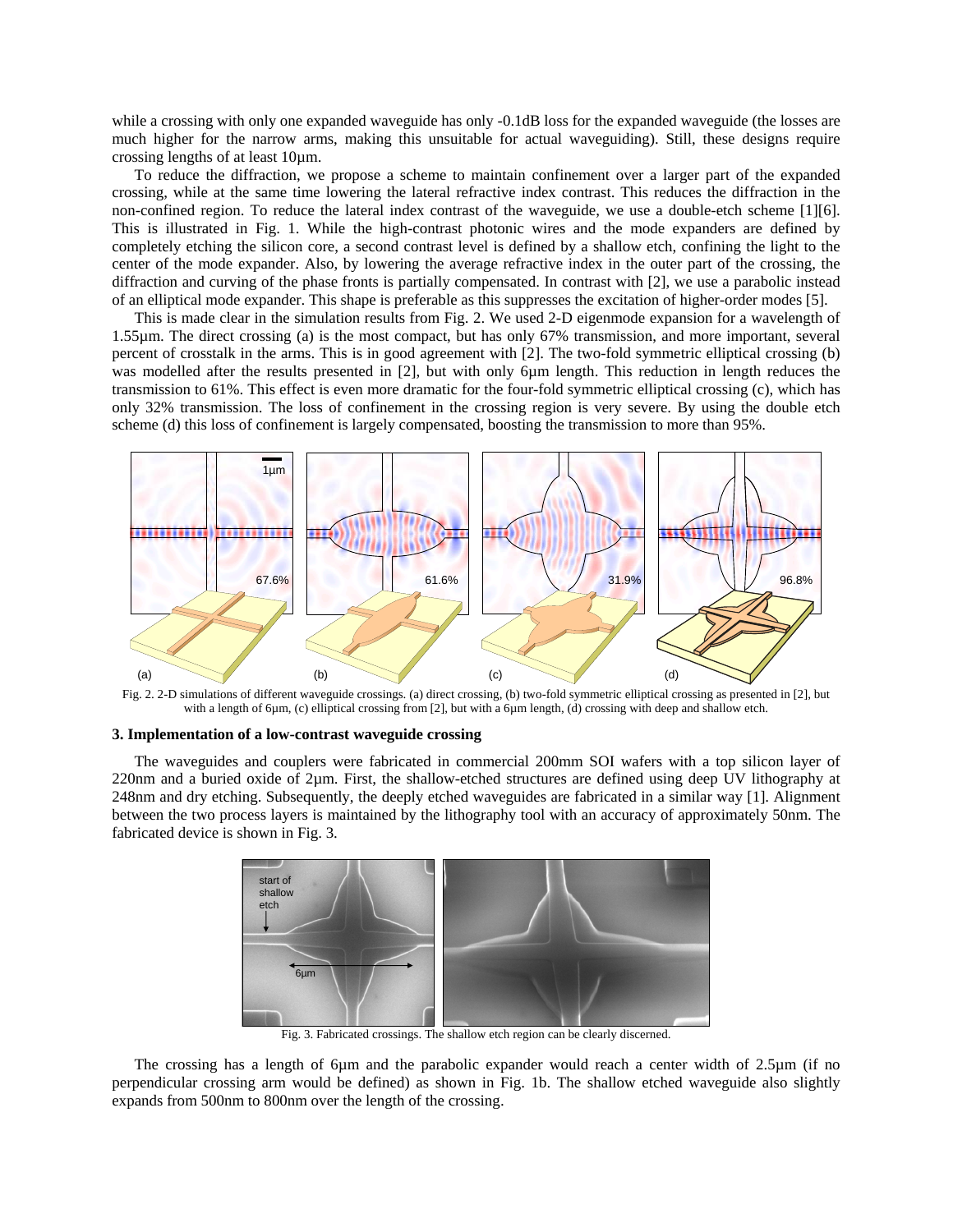while a crossing with only one expanded waveguide has only -0.1dB loss for the expanded waveguide (the losses are much higher for the narrow arms, making this unsuitable for actual waveguiding). Still, these designs require crossing lengths of at least 10µm.

To reduce the diffraction, we propose a scheme to maintain confinement over a larger part of the expanded crossing, while at the same time lowering the lateral refractive index contrast. This reduces the diffraction in the non-confined region. To reduce the lateral index contrast of the waveguide, we use a double-etch scheme [1][6]. This is illustrated in Fig. 1. While the high-contrast photonic wires and the mode expanders are defined by completely etching the silicon core, a second contrast level is defined by a shallow etch, confining the light to the center of the mode expander. Also, by lowering the average refractive index in the outer part of the crossing, the diffraction and curving of the phase fronts is partially compensated. In contrast with [2], we use a parabolic instead of an elliptical mode expander. This shape is preferable as this suppresses the excitation of higher-order modes [5].

This is made clear in the simulation results from Fig. 2. We used 2-D eigenmode expansion for a wavelength of 1.55µm. The direct crossing (a) is the most compact, but has only 67% transmission, and more important, several percent of crosstalk in the arms. This is in good agreement with [2]. The two-fold symmetric elliptical crossing (b) was modelled after the results presented in [2], but with only 6µm length. This reduction in length reduces the transmission to 61%. This effect is even more dramatic for the four-fold symmetric elliptical crossing (c), which has only 32% transmission. The loss of confinement in the crossing region is very severe. By using the double etch scheme (d) this loss of confinement is largely compensated, boosting the transmission to more than 95%.

Fig. 2. 2-D simulations of different waveguide crossings. (a) direct crossing, (b) two-fold symmetric elliptical crossing as presented in [2], but with a length of 6µm, (c) elliptical crossing from [2], but with a 6µm length, (d) crossing with deep and shallow etch.

### 3. Implementation of a low-contrast waveguide crossing

The waveguides and couplers were fabricated in commercial 200mm SOI wafers with a top silicon layer of 220nm and a buried oxide of 2µm. First, the shallow-etched structures are defined using deep UV lithography at 248nm and dry etching. Subsequently, the deeply etched waveguides are fabricated in a similar way [1]. Alignment between the two process layers is maintained by the lithography tool with an accuracy of approximately 50nm. The fabricated device is shown in Fig. 3.

Fig. 3. Fabricated crossings. The shallow etch region can be clearly discerned.

The crossing has a length of 6µm and the parabolic expander would reach a center width of 2.5µm (if no perpendicular crossing arm would be defined) as shown in Fig. 1b. The shallow etched waveguide also slightly expands from 500nm to 800nm over the length of the crossing.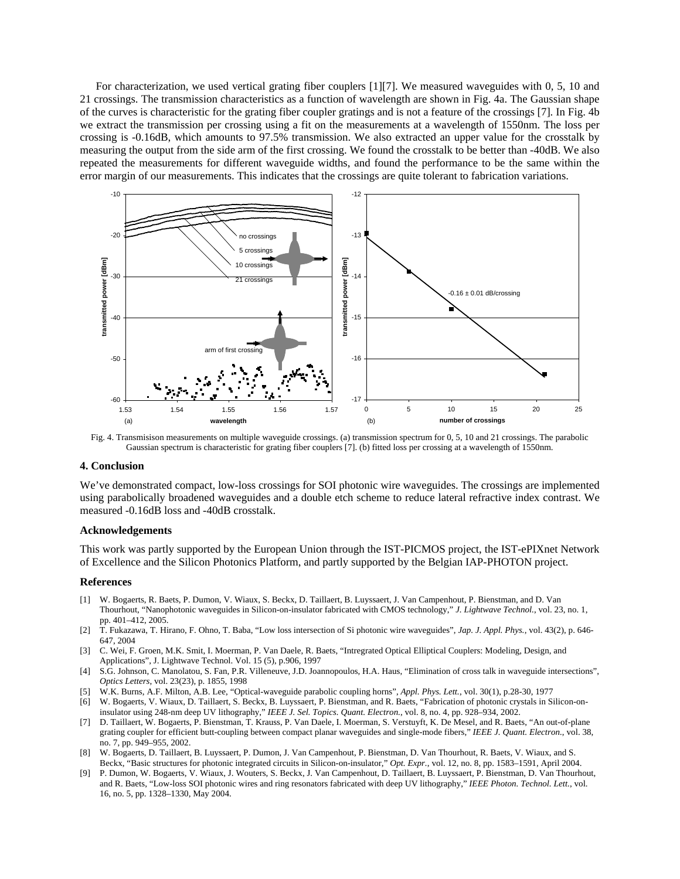For characterization, we used vertical grating fiber couplers [1][7]. We measured waveguides with 0, 5, 10 and 21 crossings. The transmission characteristics as a function of wavelength are shown in Fig. 4a. The Gaussian shape of the curves is characteristic for the grating fiber coupler gratings and is not a feature of the crossings [7]. In Fig. 4b we extract the transmission per crossing using a fit on the measurements at a wavelength of 1550nm. The loss per crossing is -0.16dB, which amounts to 97.5% transmission. We also extracted an upper value for the crosstalk by measuring the output from the side arm of the first crossing. We found the crosstalk to be better than -40dB. We also repeated the measurements for different waveguide widths, and found the performance to be the same within the error margin of our measurements. This indicates that the crossings are quite tolerant to fabrication variations.

(a)

transmitted power [dBm]

-10
-20
-30
-40
-50
-60

1.53
1.54
1.55
1.56
1.57

wavelength

no crossings
5 crossings
10 crossings
21 crossings
arm of first crossing

(b)

transmitted power [dBm]

-12
-13
-14
-15
-16
-17

0
5
10
15
20
25

number of crossings

-0.16 ± 0.01 dB/crossing

Fig. 4. Transmisison measurements on multiple waveguide crossings. (a) transmission spectrum for 0, 5, 10 and 21 crossings. The parabolic Gaussian spectrum is characteristic for grating fiber couplers [7]. (b) fitted loss per crossing at a wavelength of 1550nm.

### 4. Conclusion

We've demonstrated compact, low-loss crossings for SOI photonic wire waveguides. The crossings are implemented using parabolically broadened waveguides and a double etch scheme to reduce lateral refractive index contrast. We measured -0.16dB loss and -40dB crosstalk.

### Acknowledgements

This work was partly supported by the European Union through the IST-PICMOS project, the IST-ePIXnet Network of Excellence and the Silicon Photonics Platform, and partly supported by the Belgian IAP-PHOTON project.

### References

[1] W. Bogaerts, R. Baets, P. Dumon, V. Wiaux, S. Beckx, D. Taillaert, B. Luyssaert, J. Van Campenhout, P. Bienstman, and D. Van Thourhout, "Nanophotonic waveguides in Silicon-on-insulator fabricated with CMOS technology," *J. Lightwave Technol.*, vol. 23, no. 1, pp. 401–412, 2005.

[2] T. Fukazawa, T. Hirano, F. Ohno, T. Baba, "Low loss intersection of Si photonic wire waveguides", *Jap. J. Appl. Phys.*, vol. 43(2), p. 646-647, 2004

[3] C. Wei, F. Groen, M.K. Smit, I. Moerman, P. Van Daele, R. Baets, "Intregrated Optical Elliptical Couplers: Modeling, Design, and Applications", J. Lightwave Technol. Vol. 15 (5), p.906, 1997

[4] S.G. Johnson, C. Manolatou, S. Fan, P.R. Villeneuve, J.D. Joannopoulos, H.A. Haus, "Elimination of cross talk in waveguide intersections", *Optics Letters*, vol. 23(23), p. 1855, 1998

[5] W.K. Burns, A.F. Milton, A.B. Lee, "Optical-waveguide parabolic coupling horns", *Appl. Phys. Lett.*, vol. 30(1), p.28-30, 1977

[6] W. Bogaerts, V. Wiaux, D. Taillaert, S. Beckx, B. Luyssaert, P. Bienstman, and R. Baets, "Fabrication of photonic crystals in Silicon-on-insulator using 248-nm deep UV lithography," *IEEE J. Sel. Topics. Quant. Electron.*, vol. 8, no. 4, pp. 928–934, 2002.

[7] D. Taillaert, W. Bogaerts, P. Bienstman, T. Krauss, P. Van Daele, I. Moerman, S. Verstuyft, K. De Mesel, and R. Baets, "An out-of-plane grating coupler for efficient butt-coupling between compact planar waveguides and single-mode fibers," *IEEE J. Quant. Electron.*, vol. 38, no. 7, pp. 949–955, 2002.

[8] W. Bogaerts, D. Taillaert, B. Luyssaert, P. Dumon, J. Van Campenhout, P. Bienstman, D. Van Thourhout, R. Baets, V. Wiaux, and S. Beckx, "Basic structures for photonic integrated circuits in Silicon-on-insulator," *Opt. Expr.*, vol. 12, no. 8, pp. 1583–1591, April 2004.

[9] P. Dumon, W. Bogaerts, V. Wiaux, J. Wouters, S. Beckx, J. Van Campenhout, D. Taillaert, B. Luyssaert, P. Bienstman, D. Van Thourhout, and R. Baets, "Low-loss SOI photonic wires and ring resonators fabricated with deep UV lithography," *IEEE Photon. Technol. Lett.*, vol. 16, no. 5, pp. 1328–1330, May 2004.